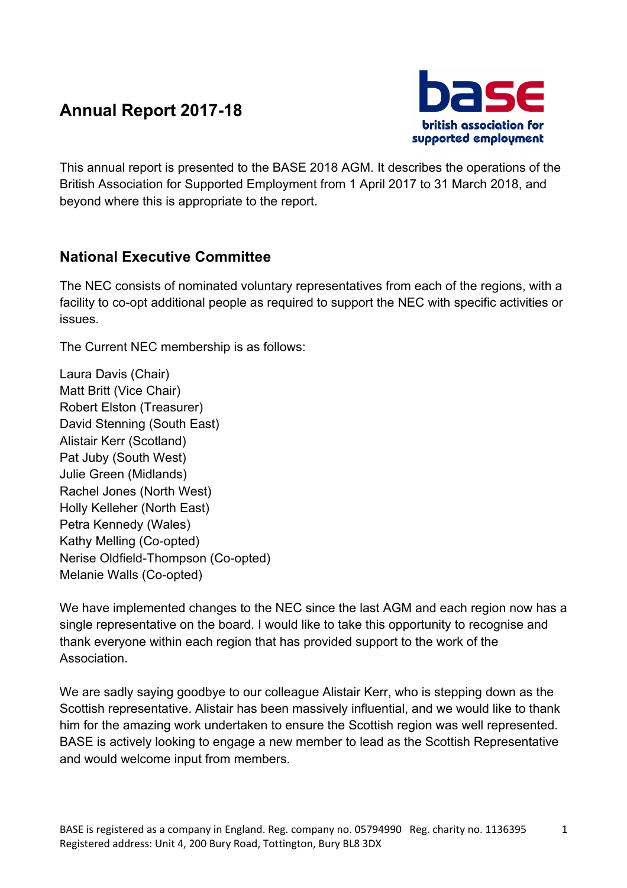# Annual Report 2017-18

This annual report is presented to the BASE 2018 AGM. It describes the operations of the British Association for Supported Employment from 1 April 2017 to 31 March 2018, and beyond where this is appropriate to the report.

## National Executive Committee

The NEC consists of nominated voluntary representatives from each of the regions, with a facility to co-opt additional people as required to support the NEC with specific activities or issues.

The Current NEC membership is as follows:

Laura Davis (Chair)
Matt Britt (Vice Chair)
Robert Elston (Treasurer)
David Stenning (South East)
Alistair Kerr (Scotland)
Pat Juby (South West)
Julie Green (Midlands)
Rachel Jones (North West)
Holly Kelleher (North East)
Petra Kennedy (Wales)
Kathy Melling (Co-opted)
Nerise Oldfield-Thompson (Co-opted)
Melanie Walls (Co-opted)

We have implemented changes to the NEC since the last AGM and each region now has a single representative on the board. I would like to take this opportunity to recognise and thank everyone within each region that has provided support to the work of the Association.

We are sadly saying goodbye to our colleague Alistair Kerr, who is stepping down as the Scottish representative. Alistair has been massively influential, and we would like to thank him for the amazing work undertaken to ensure the Scottish region was well represented. BASE is actively looking to engage a new member to lead as the Scottish Representative and would welcome input from members.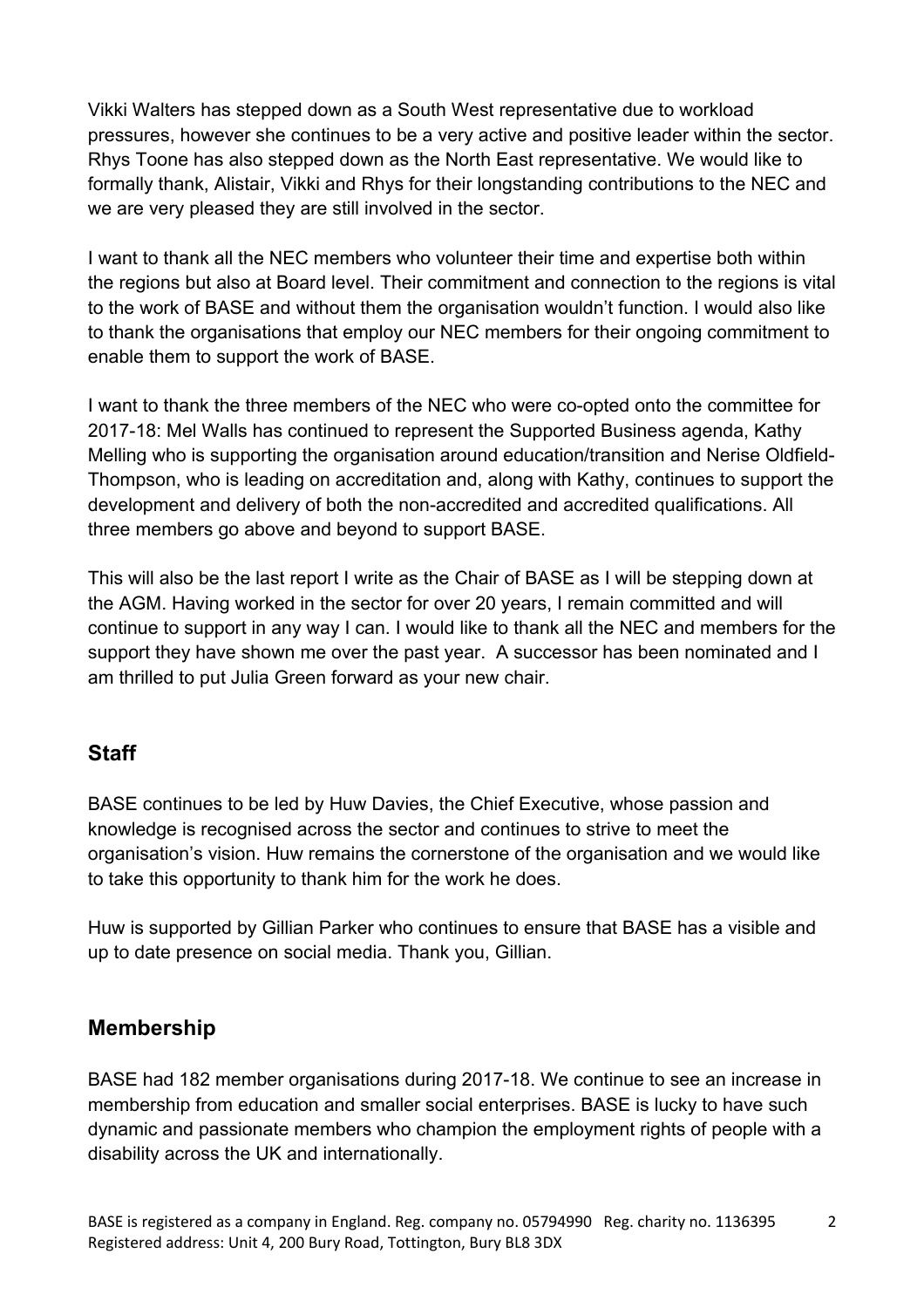Vikki Walters has stepped down as a South West representative due to workload pressures, however she continues to be a very active and positive leader within the sector. Rhys Toone has also stepped down as the North East representative. We would like to formally thank, Alistair, Vikki and Rhys for their longstanding contributions to the NEC and we are very pleased they are still involved in the sector.

I want to thank all the NEC members who volunteer their time and expertise both within the regions but also at Board level. Their commitment and connection to the regions is vital to the work of BASE and without them the organisation wouldn't function. I would also like to thank the organisations that employ our NEC members for their ongoing commitment to enable them to support the work of BASE.

I want to thank the three members of the NEC who were co-opted onto the committee for 2017-18: Mel Walls has continued to represent the Supported Business agenda, Kathy Melling who is supporting the organisation around education/transition and Nerise Oldfield-Thompson, who is leading on accreditation and, along with Kathy, continues to support the development and delivery of both the non-accredited and accredited qualifications. All three members go above and beyond to support BASE.

This will also be the last report I write as the Chair of BASE as I will be stepping down at the AGM. Having worked in the sector for over 20 years, I remain committed and will continue to support in any way I can. I would like to thank all the NEC and members for the support they have shown me over the past year. A successor has been nominated and I am thrilled to put Julia Green forward as your new chair.

## Staff

BASE continues to be led by Huw Davies, the Chief Executive, whose passion and knowledge is recognised across the sector and continues to strive to meet the organisation's vision. Huw remains the cornerstone of the organisation and we would like to take this opportunity to thank him for the work he does.

Huw is supported by Gillian Parker who continues to ensure that BASE has a visible and up to date presence on social media. Thank you, Gillian.

## Membership

BASE had 182 member organisations during 2017-18. We continue to see an increase in membership from education and smaller social enterprises. BASE is lucky to have such dynamic and passionate members who champion the employment rights of people with a disability across the UK and internationally.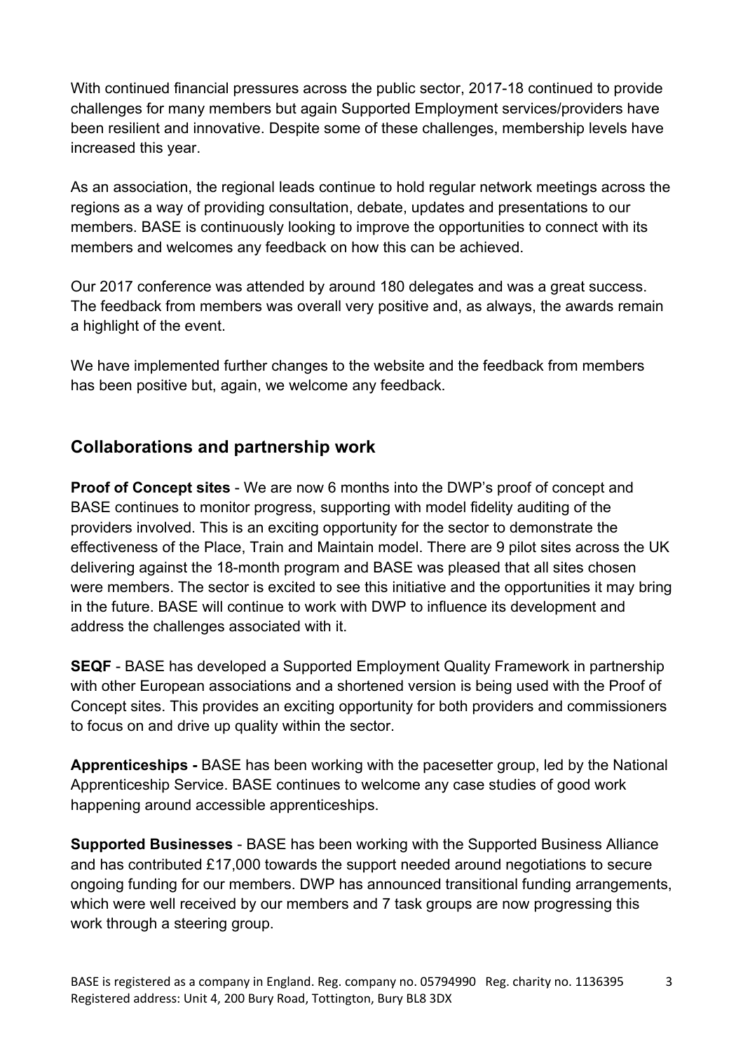With continued financial pressures across the public sector, 2017-18 continued to provide challenges for many members but again Supported Employment services/providers have been resilient and innovative. Despite some of these challenges, membership levels have increased this year.

As an association, the regional leads continue to hold regular network meetings across the regions as a way of providing consultation, debate, updates and presentations to our members. BASE is continuously looking to improve the opportunities to connect with its members and welcomes any feedback on how this can be achieved.

Our 2017 conference was attended by around 180 delegates and was a great success. The feedback from members was overall very positive and, as always, the awards remain a highlight of the event.

We have implemented further changes to the website and the feedback from members has been positive but, again, we welcome any feedback.

## Collaborations and partnership work

**Proof of Concept sites** - We are now 6 months into the DWP's proof of concept and BASE continues to monitor progress, supporting with model fidelity auditing of the providers involved. This is an exciting opportunity for the sector to demonstrate the effectiveness of the Place, Train and Maintain model. There are 9 pilot sites across the UK delivering against the 18-month program and BASE was pleased that all sites chosen were members. The sector is excited to see this initiative and the opportunities it may bring in the future. BASE will continue to work with DWP to influence its development and address the challenges associated with it.

**SEQF** - BASE has developed a Supported Employment Quality Framework in partnership with other European associations and a shortened version is being used with the Proof of Concept sites. This provides an exciting opportunity for both providers and commissioners to focus on and drive up quality within the sector.

**Apprenticeships -** BASE has been working with the pacesetter group, led by the National Apprenticeship Service. BASE continues to welcome any case studies of good work happening around accessible apprenticeships.

**Supported Businesses** - BASE has been working with the Supported Business Alliance and has contributed £17,000 towards the support needed around negotiations to secure ongoing funding for our members. DWP has announced transitional funding arrangements, which were well received by our members and 7 task groups are now progressing this work through a steering group.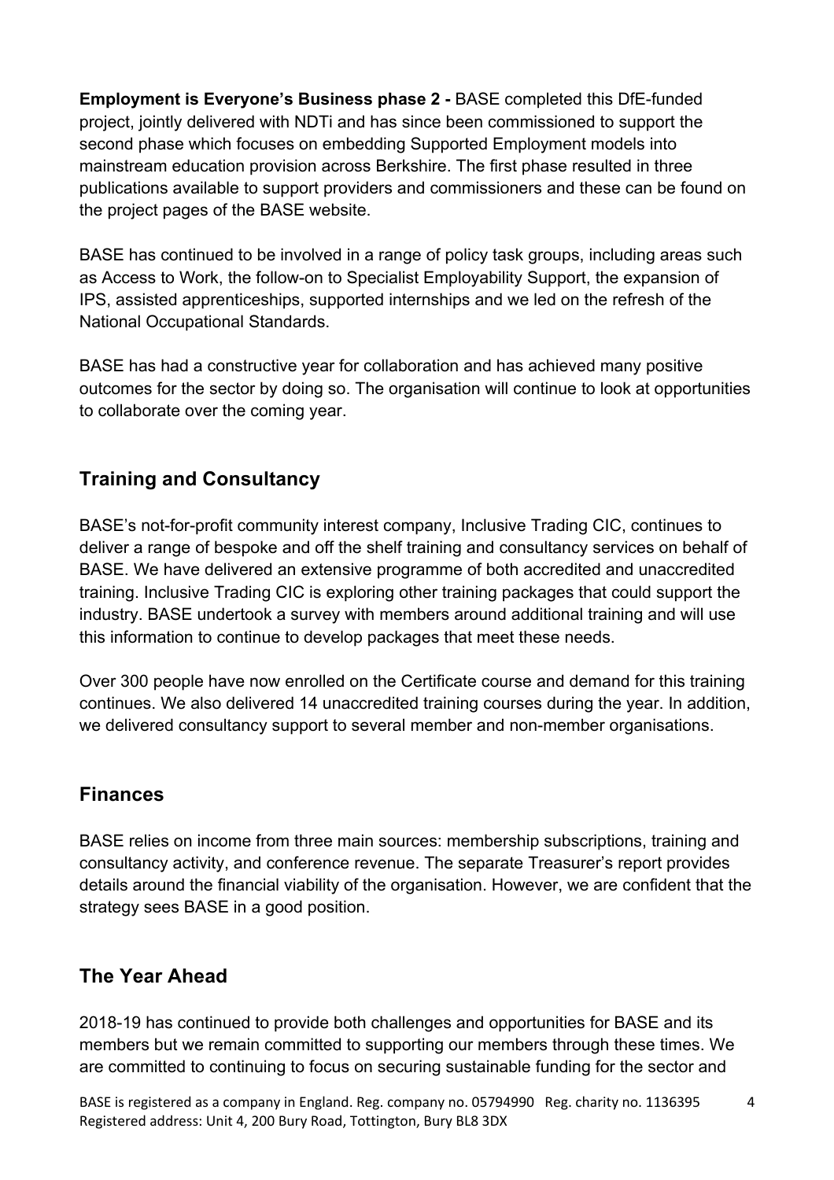**Employment is Everyone's Business phase 2 -** BASE completed this DfE-funded project, jointly delivered with NDTi and has since been commissioned to support the second phase which focuses on embedding Supported Employment models into mainstream education provision across Berkshire. The first phase resulted in three publications available to support providers and commissioners and these can be found on the project pages of the BASE website.

BASE has continued to be involved in a range of policy task groups, including areas such as Access to Work, the follow-on to Specialist Employability Support, the expansion of IPS, assisted apprenticeships, supported internships and we led on the refresh of the National Occupational Standards.

BASE has had a constructive year for collaboration and has achieved many positive outcomes for the sector by doing so. The organisation will continue to look at opportunities to collaborate over the coming year.

## Training and Consultancy

BASE's not-for-profit community interest company, Inclusive Trading CIC, continues to deliver a range of bespoke and off the shelf training and consultancy services on behalf of BASE. We have delivered an extensive programme of both accredited and unaccredited training. Inclusive Trading CIC is exploring other training packages that could support the industry. BASE undertook a survey with members around additional training and will use this information to continue to develop packages that meet these needs.

Over 300 people have now enrolled on the Certificate course and demand for this training continues. We also delivered 14 unaccredited training courses during the year. In addition, we delivered consultancy support to several member and non-member organisations.

## Finances

BASE relies on income from three main sources: membership subscriptions, training and consultancy activity, and conference revenue. The separate Treasurer's report provides details around the financial viability of the organisation. However, we are confident that the strategy sees BASE in a good position.

## The Year Ahead

2018-19 has continued to provide both challenges and opportunities for BASE and its members but we remain committed to supporting our members through these times. We are committed to continuing to focus on securing sustainable funding for the sector and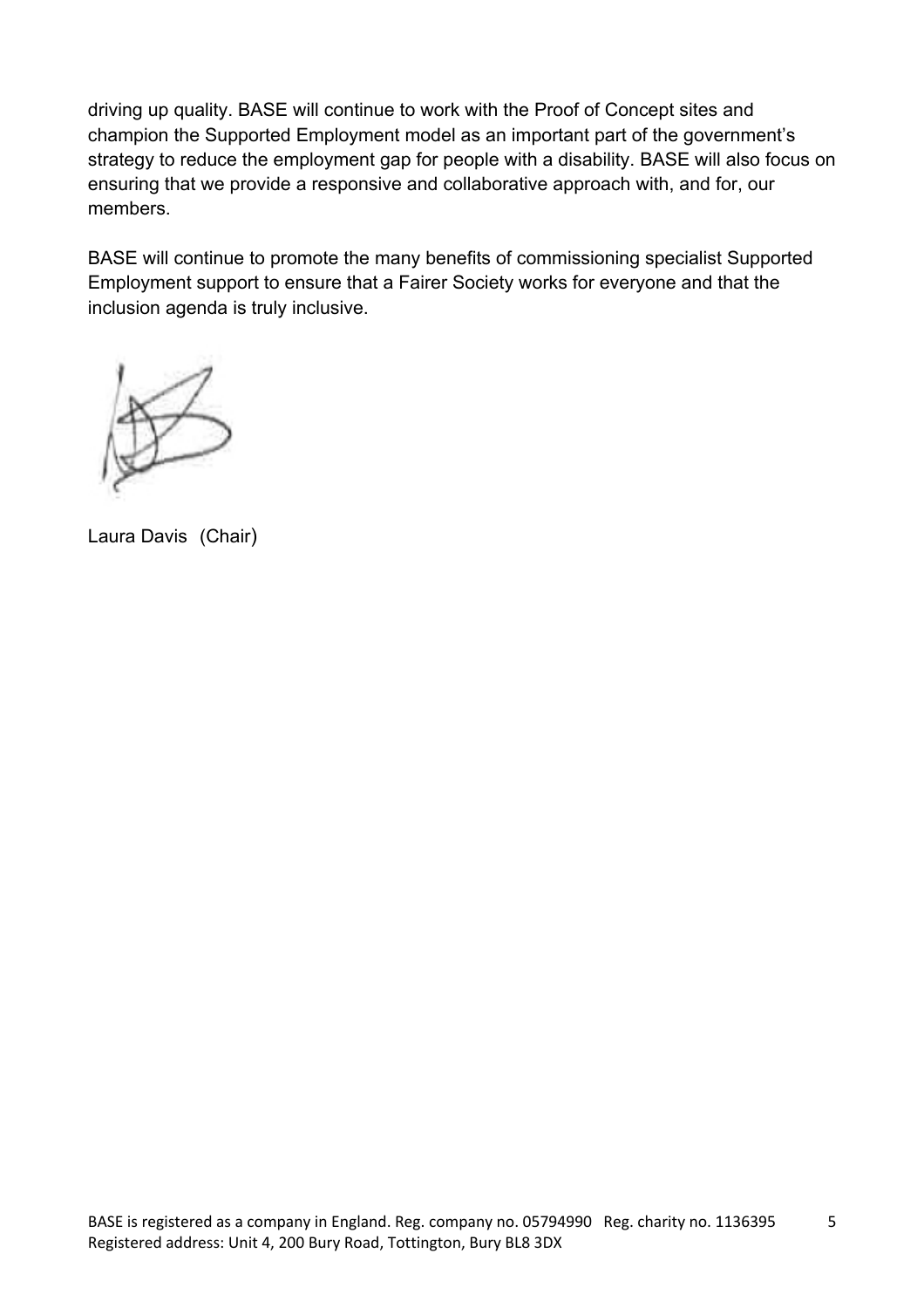driving up quality. BASE will continue to work with the Proof of Concept sites and champion the Supported Employment model as an important part of the government's strategy to reduce the employment gap for people with a disability. BASE will also focus on ensuring that we provide a responsive and collaborative approach with, and for, our members.

BASE will continue to promote the many benefits of commissioning specialist Supported Employment support to ensure that a Fairer Society works for everyone and that the inclusion agenda is truly inclusive.

Laura Davis (Chair)

BASE is registered as a company in England. Reg. company no. 05794990 Reg. charity no. 1136395
Registered address: Unit 4, 200 Bury Road, Tottington, Bury BL8 3DX